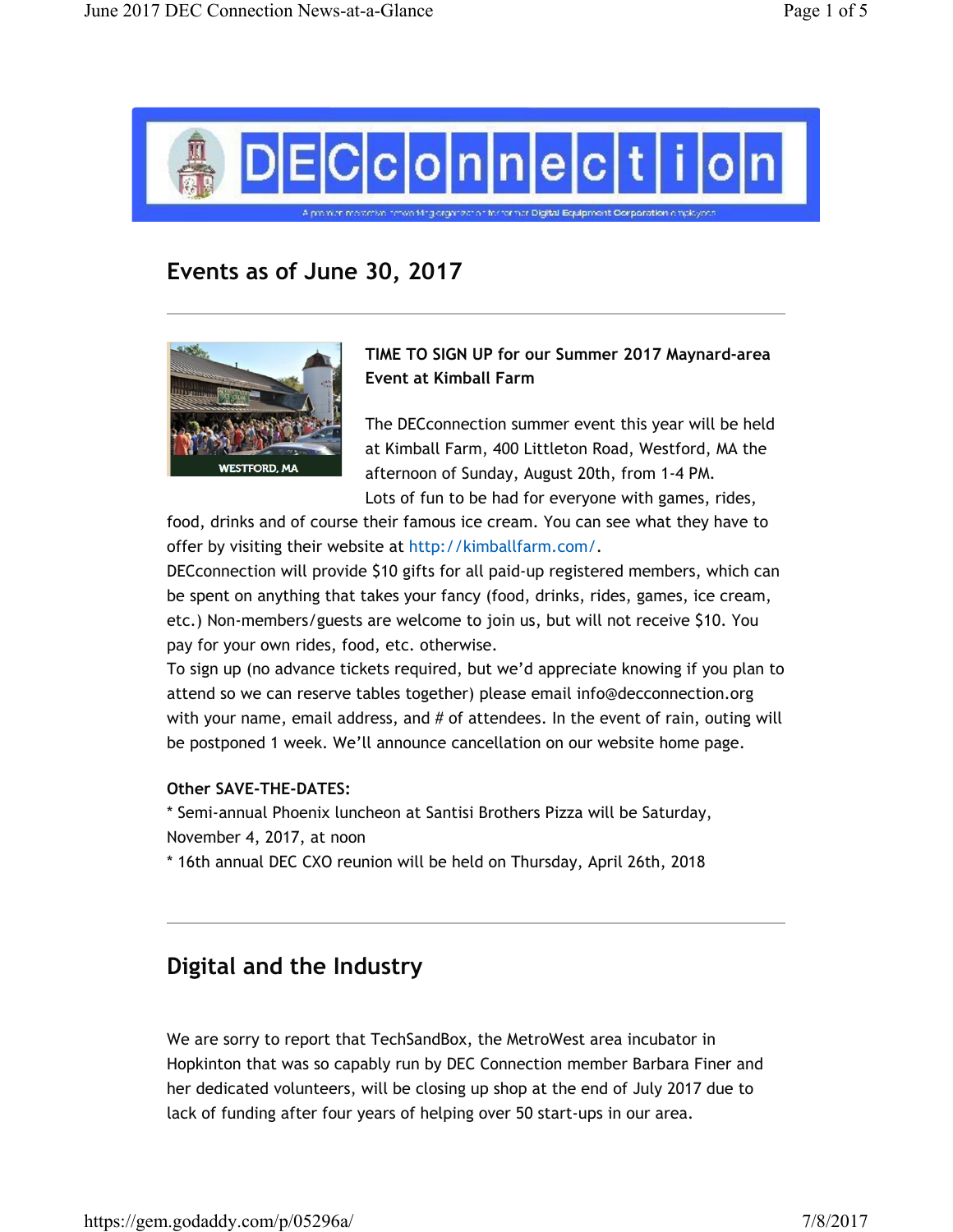## Events as of June 30, 2017

**TIME TO SIGN UP for our Summer 2017 Maynard-area Event at Kimball Farm**

The DECconnection summer event this year will be held at Kimball Farm, 400 Littleton Road, Westford, MA the afternoon of Sunday, August 20th, from 1-4 PM.
Lots of fun to be had for everyone with games, rides, food, drinks and of course their famous ice cream. You can see what they have to offer by visiting their website at http://kimballfarm.com/.
DECconnection will provide $10 gifts for all paid-up registered members, which can be spent on anything that takes your fancy (food, drinks, rides, games, ice cream, etc.) Non-members/guests are welcome to join us, but will not receive $10. You pay for your own rides, food, etc. otherwise.
To sign up (no advance tickets required, but we'd appreciate knowing if you plan to attend so we can reserve tables together) please email info@decconnection.org with your name, email address, and # of attendees. In the event of rain, outing will be postponed 1 week. We'll announce cancellation on our website home page.

**Other SAVE-THE-DATES:**

* Semi-annual Phoenix luncheon at Santisi Brothers Pizza will be Saturday, November 4, 2017, at noon
* 16th annual DEC CXO reunion will be held on Thursday, April 26th, 2018

## Digital and the Industry

We are sorry to report that TechSandBox, the MetroWest area incubator in Hopkinton that was so capably run by DEC Connection member Barbara Finer and her dedicated volunteers, will be closing up shop at the end of July 2017 due to lack of funding after four years of helping over 50 start-ups in our area.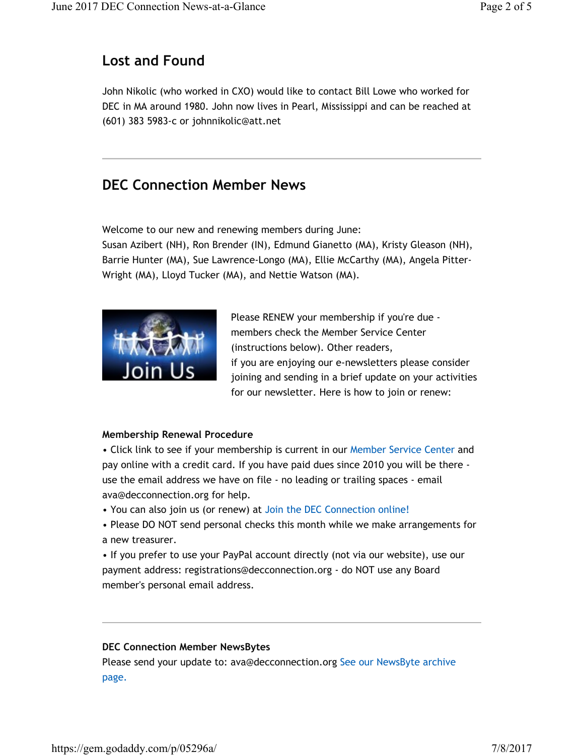## Lost and Found

John Nikolic (who worked in CXO) would like to contact Bill Lowe who worked for DEC in MA around 1980. John now lives in Pearl, Mississippi and can be reached at (601) 383 5983-c or johnnikolic@att.net

---

## DEC Connection Member News

Welcome to our new and renewing members during June:
Susan Azibert (NH), Ron Brender (IN), Edmund Gianetto (MA), Kristy Gleason (NH), Barrie Hunter (MA), Sue Lawrence-Longo (MA), Ellie McCarthy (MA), Angela Pitter-Wright (MA), Lloyd Tucker (MA), and Nettie Watson (MA).

Join Us

Please RENEW your membership if you're due - members check the Member Service Center (instructions below). Other readers,
if you are enjoying our e-newsletters please consider joining and sending in a brief update on your activities for our newsletter. Here is how to join or renew:

**Membership Renewal Procedure**

- Click link to see if your membership is current in our Member Service Center and pay online with a credit card. If you have paid dues since 2010 you will be there - use the email address we have on file - no leading or trailing spaces - email ava@decconnection.org for help.
- You can also join us (or renew) at Join the DEC Connection online!
- Please DO NOT send personal checks this month while we make arrangements for a new treasurer.
- If you prefer to use your PayPal account directly (not via our website), use our payment address: registrations@decconnection.org - do NOT use any Board member's personal email address.

---

**DEC Connection Member NewsBytes**

Please send your update to: ava@decconnection.org See our NewsByte archive page.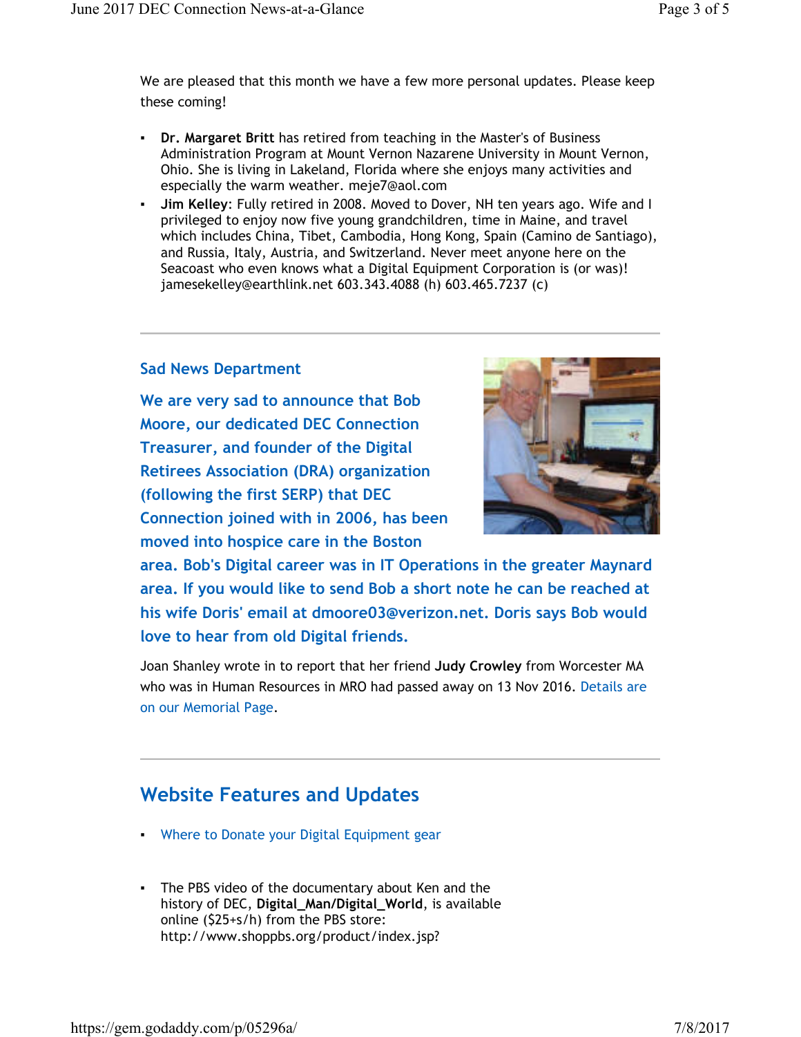We are pleased that this month we have a few more personal updates. Please keep these coming!

- **Dr. Margaret Britt** has retired from teaching in the Master's of Business Administration Program at Mount Vernon Nazarene University in Mount Vernon, Ohio. She is living in Lakeland, Florida where she enjoys many activities and especially the warm weather. meje7@aol.com
- **Jim Kelley**: Fully retired in 2008. Moved to Dover, NH ten years ago. Wife and I privileged to enjoy now five young grandchildren, time in Maine, and travel which includes China, Tibet, Cambodia, Hong Kong, Spain (Camino de Santiago), and Russia, Italy, Austria, and Switzerland. Never meet anyone here on the Seacoast who even knows what a Digital Equipment Corporation is (or was)! jamesekelley@earthlink.net 603.343.4088 (h) 603.465.7237 (c)

---

## Sad News Department

**We are very sad to announce that Bob Moore, our dedicated DEC Connection Treasurer, and founder of the Digital Retirees Association (DRA) organization (following the first SERP) that DEC Connection joined with in 2006, has been moved into hospice care in the Boston area. Bob's Digital career was in IT Operations in the greater Maynard area. If you would like to send Bob a short note he can be reached at his wife Doris' email at dmoore03@verizon.net. Doris says Bob would love to hear from old Digital friends.**

Joan Shanley wrote in to report that her friend **Judy Crowley** from Worcester MA who was in Human Resources in MRO had passed away on 13 Nov 2016. Details are on our Memorial Page.

---

## Website Features and Updates

- Where to Donate your Digital Equipment gear

- The PBS video of the documentary about Ken and the history of DEC, **Digital_Man/Digital_World**, is available online ($25+s/h) from the PBS store: http://www.shoppbs.org/product/index.jsp?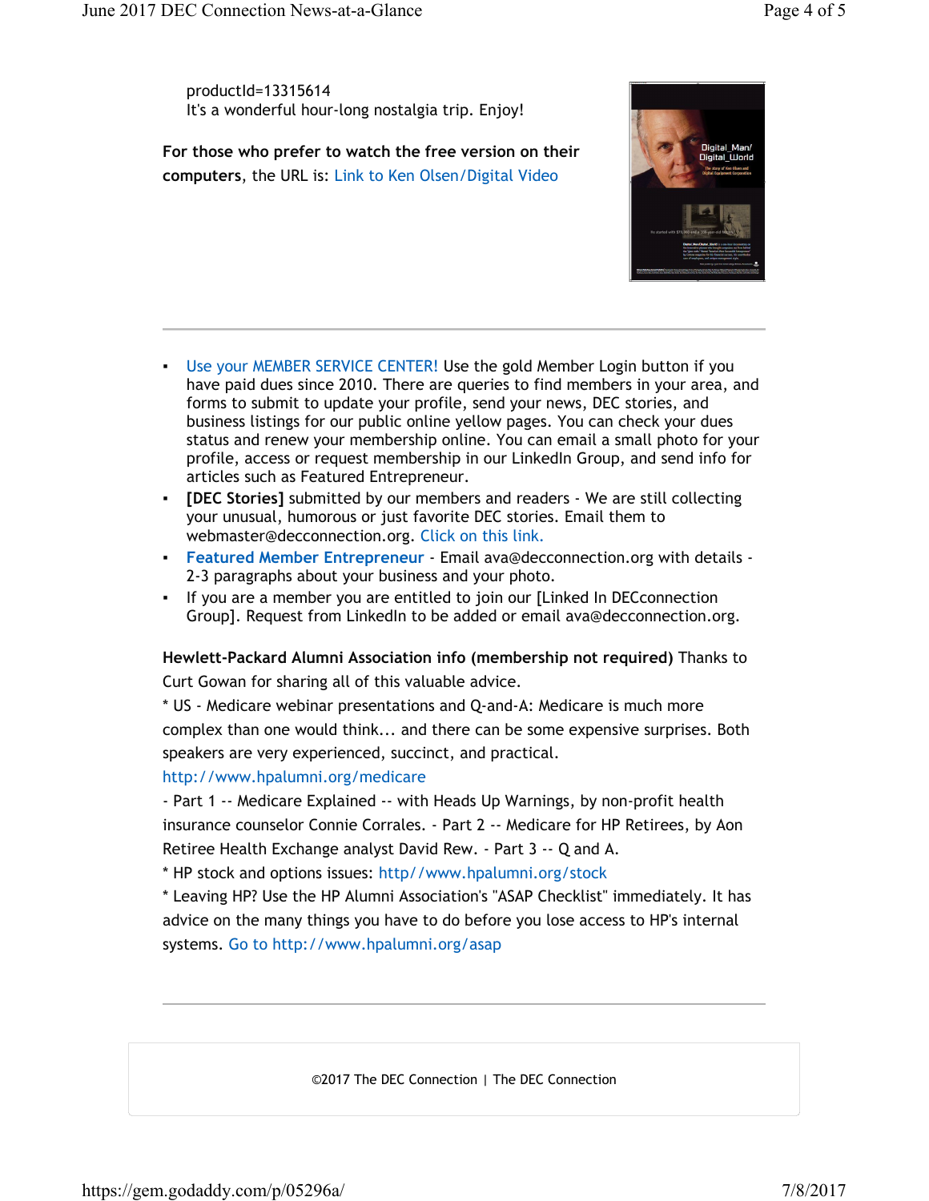productId=13315614
It's a wonderful hour-long nostalgia trip. Enjoy!

**For those who prefer to watch the free version on their computers**, the URL is: Link to Ken Olsen/Digital Video

---

- Use your MEMBER SERVICE CENTER! Use the gold Member Login button if you have paid dues since 2010. There are queries to find members in your area, and forms to submit to update your profile, send your news, DEC stories, and business listings for our public online yellow pages. You can check your dues status and renew your membership online. You can email a small photo for your profile, access or request membership in our LinkedIn Group, and send info for articles such as Featured Entrepreneur.
- **[DEC Stories]** submitted by our members and readers - We are still collecting your unusual, humorous or just favorite DEC stories. Email them to webmaster@decconnection.org. Click on this link.
- **Featured Member Entrepreneur** - Email ava@decconnection.org with details - 2-3 paragraphs about your business and your photo.
- If you are a member you are entitled to join our [Linked In DECconnection Group]. Request from LinkedIn to be added or email ava@decconnection.org.

**Hewlett-Packard Alumni Association info (membership not required)** Thanks to Curt Gowan for sharing all of this valuable advice.

* US - Medicare webinar presentations and Q-and-A: Medicare is much more complex than one would think... and there can be some expensive surprises. Both speakers are very experienced, succinct, and practical.
http://www.hpalumni.org/medicare
- Part 1 -- Medicare Explained -- with Heads Up Warnings, by non-profit health insurance counselor Connie Corrales. - Part 2 -- Medicare for HP Retirees, by Aon Retiree Health Exchange analyst David Rew. - Part 3 -- Q and A.
* HP stock and options issues: http//www.hpalumni.org/stock
* Leaving HP? Use the HP Alumni Association's "ASAP Checklist" immediately. It has advice on the many things you have to do before you lose access to HP's internal systems. Go to http://www.hpalumni.org/asap

---

©2017 The DEC Connection | The DEC Connection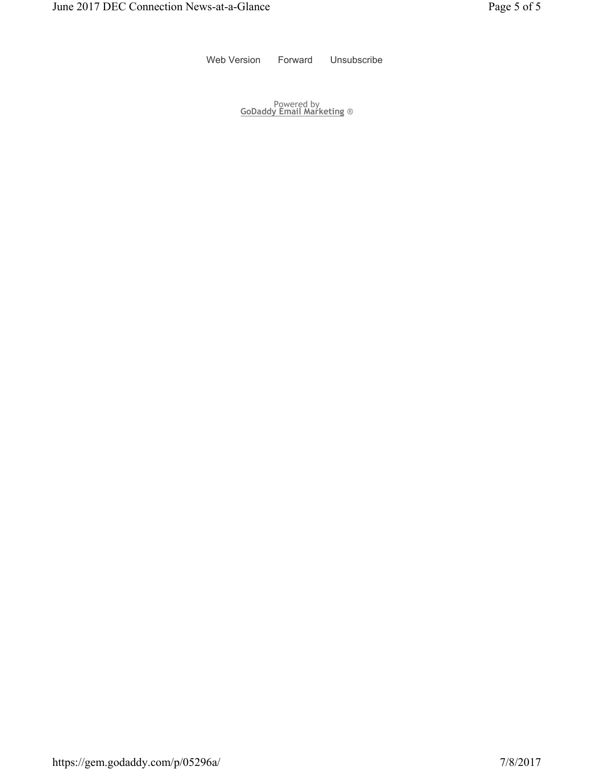Web Version     Forward     Unsubscribe

Powered by
**GoDaddy Email Marketing** ®